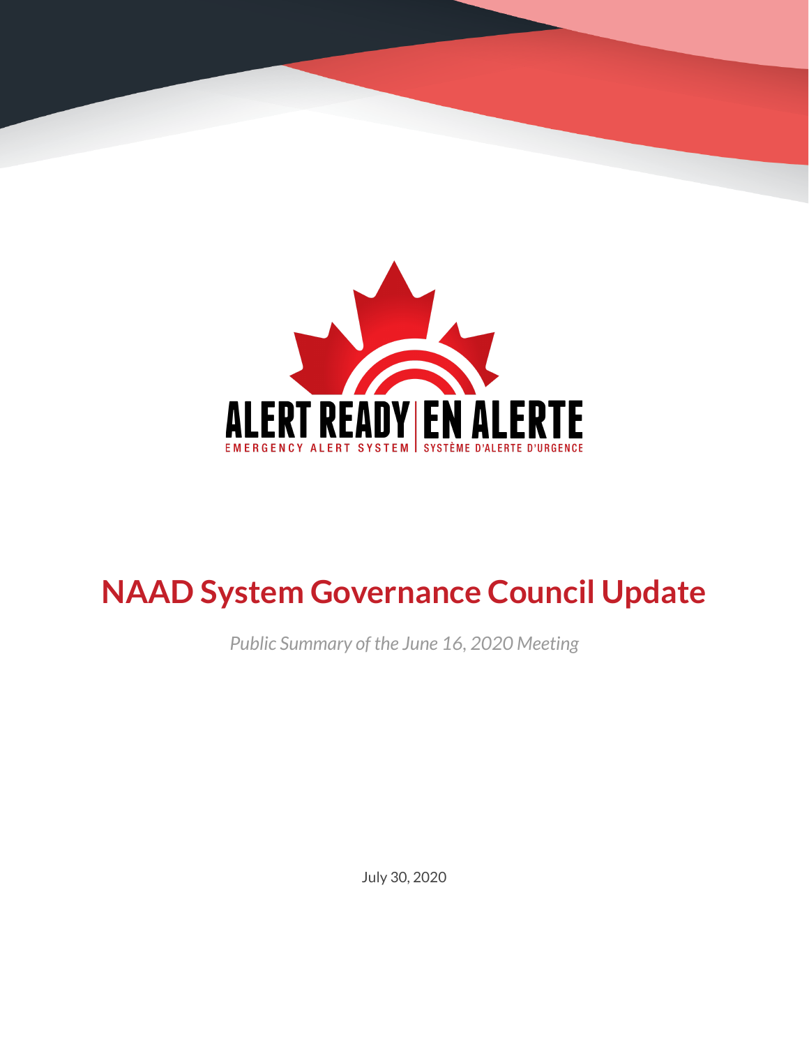ALERT READY | EN ALERTE

EMERGENCY ALERT SYSTEM | SYSTÈME D'ALERTE D'URGENCE

# NAAD System Governance Council Update

*Public Summary of the June 16, 2020 Meeting*

July 30, 2020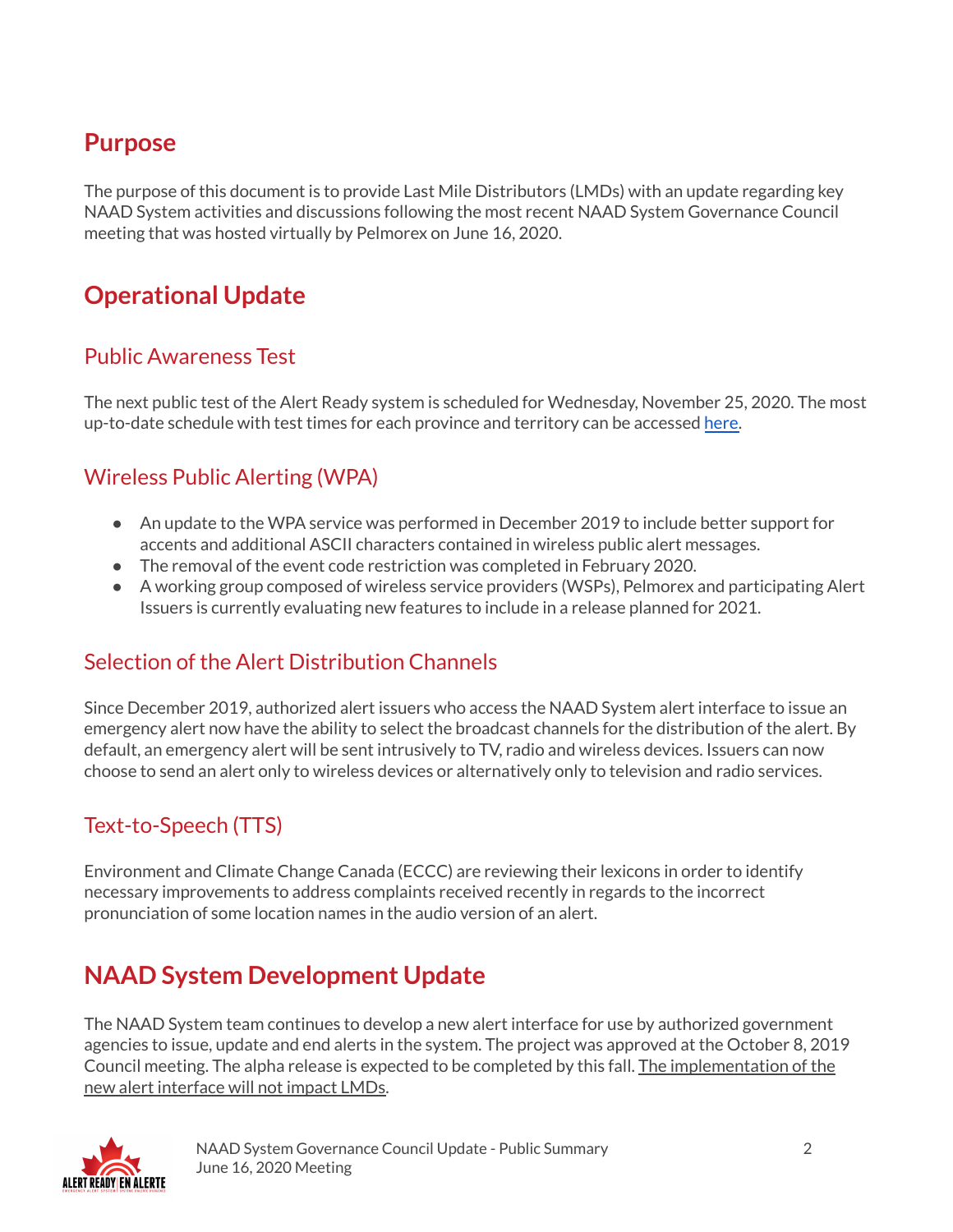## Purpose

The purpose of this document is to provide Last Mile Distributors (LMDs) with an update regarding key NAAD System activities and discussions following the most recent NAAD System Governance Council meeting that was hosted virtually by Pelmorex on June 16, 2020.

## Operational Update

### Public Awareness Test

The next public test of the Alert Ready system is scheduled for Wednesday, November 25, 2020. The most up-to-date schedule with test times for each province and territory can be accessed here.

### Wireless Public Alerting (WPA)

- An update to the WPA service was performed in December 2019 to include better support for accents and additional ASCII characters contained in wireless public alert messages.
- The removal of the event code restriction was completed in February 2020.
- A working group composed of wireless service providers (WSPs), Pelmorex and participating Alert Issuers is currently evaluating new features to include in a release planned for 2021.

### Selection of the Alert Distribution Channels

Since December 2019, authorized alert issuers who access the NAAD System alert interface to issue an emergency alert now have the ability to select the broadcast channels for the distribution of the alert. By default, an emergency alert will be sent intrusively to TV, radio and wireless devices. Issuers can now choose to send an alert only to wireless devices or alternatively only to television and radio services.

### Text-to-Speech (TTS)

Environment and Climate Change Canada (ECCC) are reviewing their lexicons in order to identify necessary improvements to address complaints received recently in regards to the incorrect pronunciation of some location names in the audio version of an alert.

## NAAD System Development Update

The NAAD System team continues to develop a new alert interface for use by authorized government agencies to issue, update and end alerts in the system. The project was approved at the October 8, 2019 Council meeting. The alpha release is expected to be completed by this fall. The implementation of the new alert interface will not impact LMDs.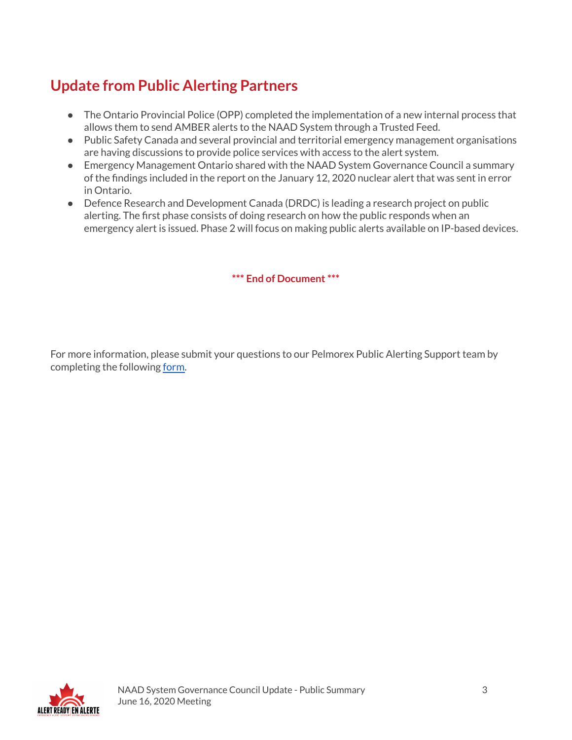## Update from Public Alerting Partners

- The Ontario Provincial Police (OPP) completed the implementation of a new internal process that allows them to send AMBER alerts to the NAAD System through a Trusted Feed.
- Public Safety Canada and several provincial and territorial emergency management organisations are having discussions to provide police services with access to the alert system.
- Emergency Management Ontario shared with the NAAD System Governance Council a summary of the findings included in the report on the January 12, 2020 nuclear alert that was sent in error in Ontario.
- Defence Research and Development Canada (DRDC) is leading a research project on public alerting. The first phase consists of doing research on how the public responds when an emergency alert is issued. Phase 2 will focus on making public alerts available on IP-based devices.

**\*\*\* End of Document \*\*\***

For more information, please submit your questions to our Pelmorex Public Alerting Support team by completing the following form.